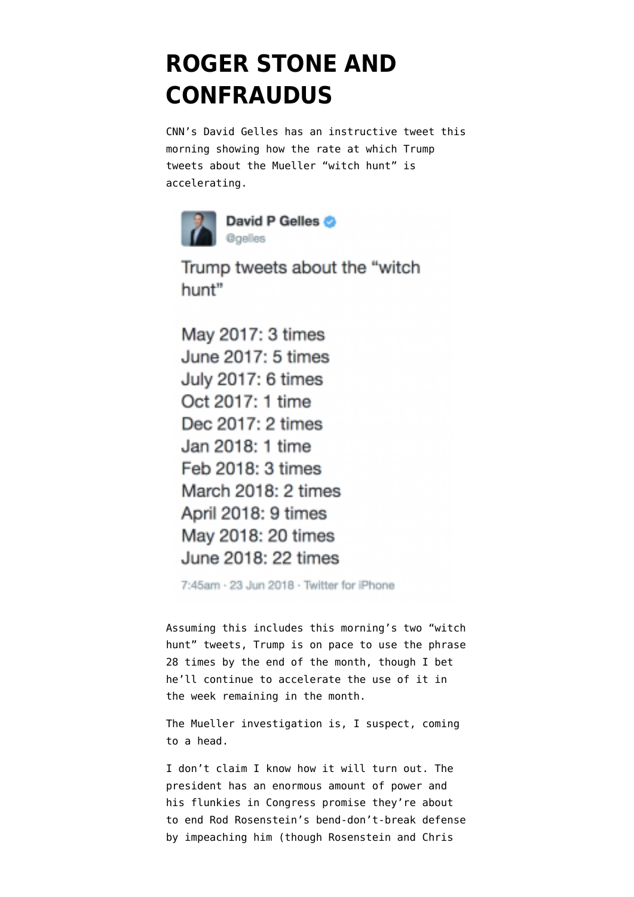# ROGER STONE AND CONFRAUDUS

CNN's David Gelles has an instructive tweet this morning showing how the rate at which Trump tweets about the Mueller "witch hunt" is accelerating.

> **David P Gelles** @gelles
>
> Trump tweets about the "witch hunt"
>
> May 2017: 3 times
> June 2017: 5 times
> July 2017: 6 times
> Oct 2017: 1 time
> Dec 2017: 2 times
> Jan 2018: 1 time
> Feb 2018: 3 times
> March 2018: 2 times
> April 2018: 9 times
> May 2018: 20 times
> June 2018: 22 times
>
> 7:45am · 23 Jun 2018 · Twitter for iPhone

Assuming this includes this morning's two "witch hunt" tweets, Trump is on pace to use the phrase 28 times by the end of the month, though I bet he'll continue to accelerate the use of it in the week remaining in the month.

The Mueller investigation is, I suspect, coming to a head.

I don't claim I know how it will turn out. The president has an enormous amount of power and his flunkies in Congress promise they're about to end Rod Rosenstein's bend-don't-break defense by impeaching him (though Rosenstein and Chris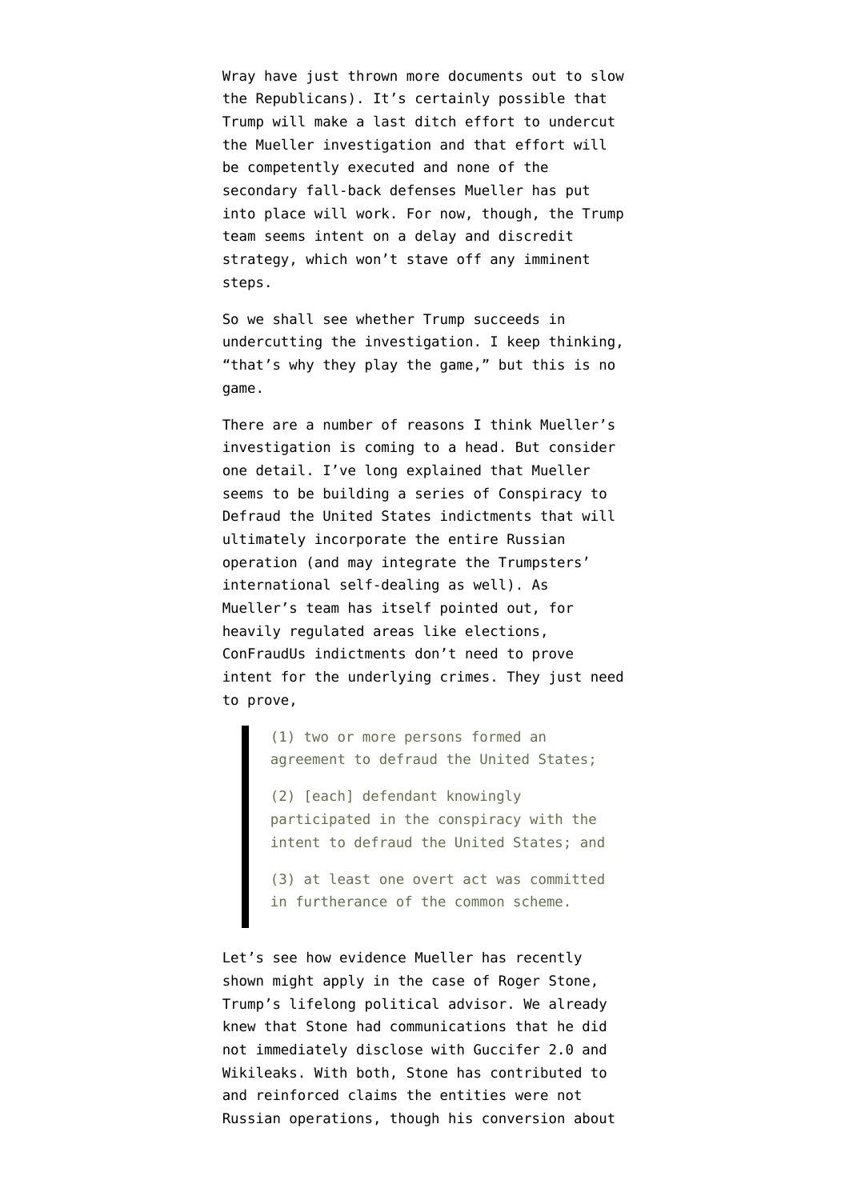Wray have just thrown more documents out to slow the Republicans). It's certainly possible that Trump will make a last ditch effort to undercut the Mueller investigation and that effort will be competently executed and none of the secondary fall-back defenses Mueller has put into place will work. For now, though, the Trump team seems intent on a delay and discredit strategy, which won't stave off any imminent steps.

So we shall see whether Trump succeeds in undercutting the investigation. I keep thinking, "that's why they play the game," but this is no game.

There are a number of reasons I think Mueller's investigation is coming to a head. But consider one detail. I've long explained that Mueller seems to be building a series of Conspiracy to Defraud the United States indictments that will ultimately incorporate the entire Russian operation (and may integrate the Trumpsters' international self-dealing as well). As Mueller's team has itself pointed out, for heavily regulated areas like elections, ConFraudUs indictments don't need to prove intent for the underlying crimes. They just need to prove,

> (1) two or more persons formed an agreement to defraud the United States;
>
> (2) [each] defendant knowingly participated in the conspiracy with the intent to defraud the United States; and
>
> (3) at least one overt act was committed in furtherance of the common scheme.

Let's see how evidence Mueller has recently shown might apply in the case of Roger Stone, Trump's lifelong political advisor. We already knew that Stone had communications that he did not immediately disclose with Guccifer 2.0 and Wikileaks. With both, Stone has contributed to and reinforced claims the entities were not Russian operations, though his conversion about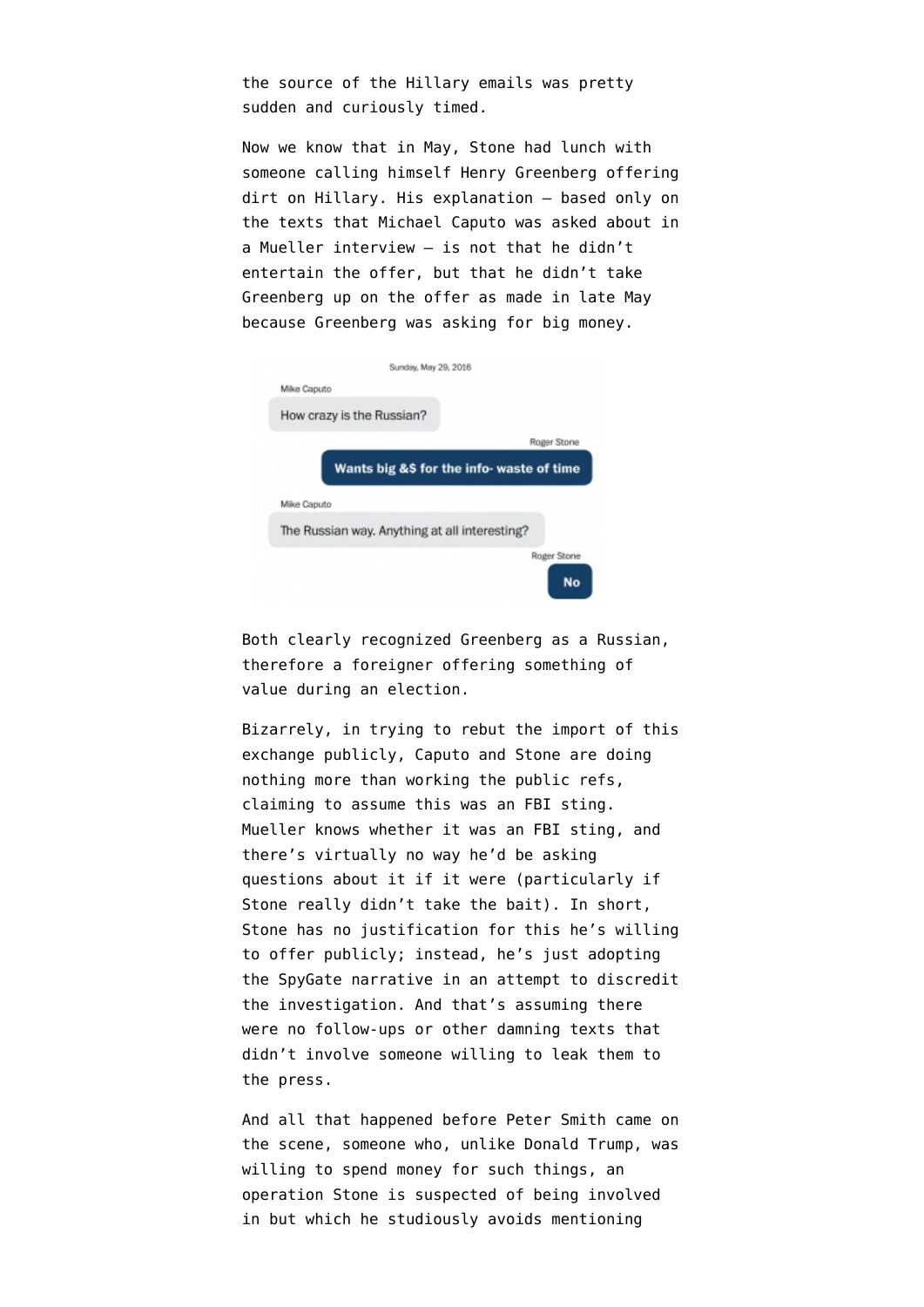the source of the Hillary emails was pretty sudden and curiously timed.

Now we know that in May, Stone had lunch with someone calling himself Henry Greenberg offering dirt on Hillary. His explanation — based only on the texts that Michael Caputo was asked about in a Mueller interview — is not that he didn't entertain the offer, but that he didn't take Greenberg up on the offer as made in late May because Greenberg was asking for big money.

Sunday, May 29, 2016

Mike Caputo: How crazy is the Russian?

Roger Stone: **Wants big &$ for the info- waste of time**

Mike Caputo: The Russian way. Anything at all interesting?

Roger Stone: **No**

Both clearly recognized Greenberg as a Russian, therefore a foreigner offering something of value during an election.

Bizarrely, in trying to rebut the import of this exchange publicly, Caputo and Stone are doing nothing more than working the public refs, claiming to assume this was an FBI sting. Mueller knows whether it was an FBI sting, and there's virtually no way he'd be asking questions about it if it were (particularly if Stone really didn't take the bait). In short, Stone has no justification for this he's willing to offer publicly; instead, he's just adopting the SpyGate narrative in an attempt to discredit the investigation. And that's assuming there were no follow-ups or other damning texts that didn't involve someone willing to leak them to the press.

And all that happened before Peter Smith came on the scene, someone who, unlike Donald Trump, was willing to spend money for such things, an operation Stone is suspected of being involved in but which he studiously avoids mentioning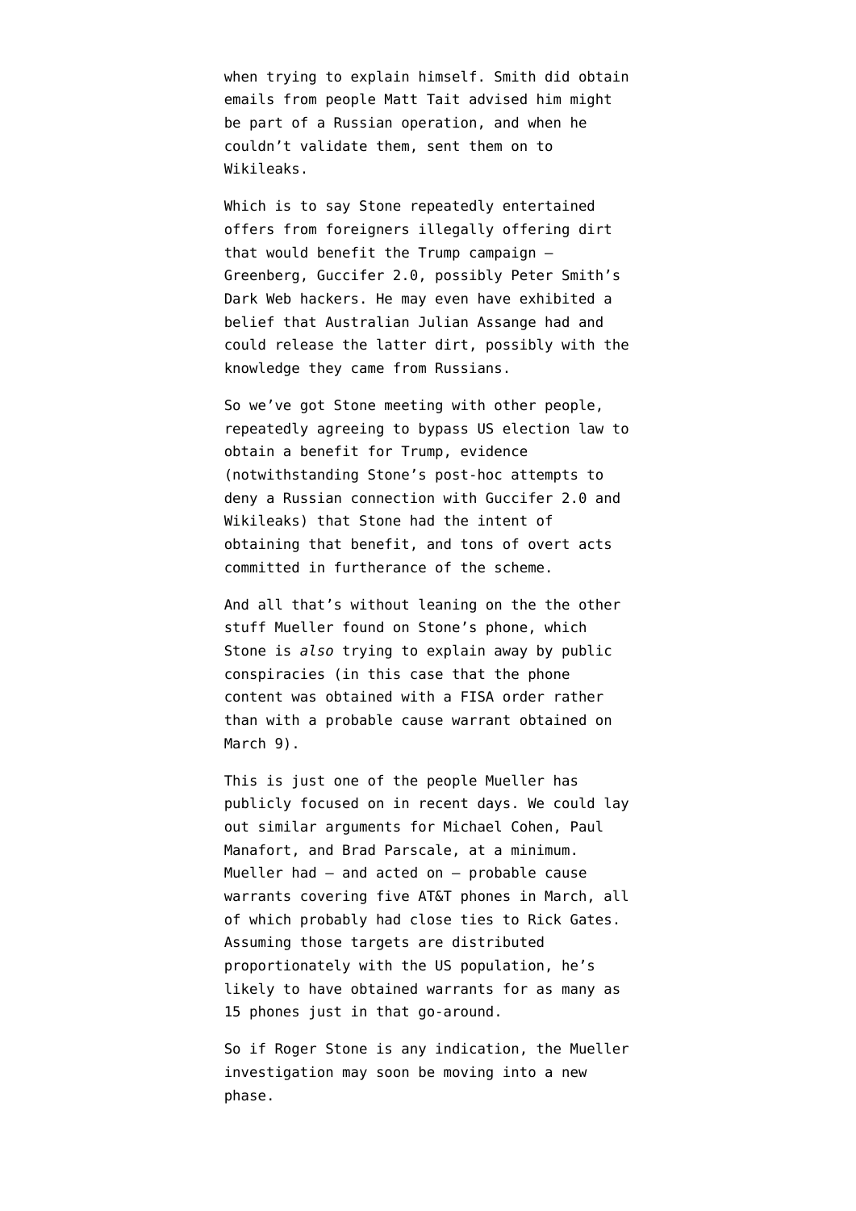when trying to explain himself. Smith did obtain emails from people Matt Tait advised him might be part of a Russian operation, and when he couldn't validate them, sent them on to Wikileaks.

Which is to say Stone repeatedly entertained offers from foreigners illegally offering dirt that would benefit the Trump campaign — Greenberg, Guccifer 2.0, possibly Peter Smith's Dark Web hackers. He may even have exhibited a belief that Australian Julian Assange had and could release the latter dirt, possibly with the knowledge they came from Russians.

So we've got Stone meeting with other people, repeatedly agreeing to bypass US election law to obtain a benefit for Trump, evidence (notwithstanding Stone's post-hoc attempts to deny a Russian connection with Guccifer 2.0 and Wikileaks) that Stone had the intent of obtaining that benefit, and tons of overt acts committed in furtherance of the scheme.

And all that's without leaning on the the other stuff Mueller found on Stone's phone, which Stone is *also* trying to explain away by public conspiracies (in this case that the phone content was obtained with a FISA order rather than with a probable cause warrant obtained on March 9).

This is just one of the people Mueller has publicly focused on in recent days. We could lay out similar arguments for Michael Cohen, Paul Manafort, and Brad Parscale, at a minimum. Mueller had — and acted on — probable cause warrants covering five AT&T phones in March, all of which probably had close ties to Rick Gates. Assuming those targets are distributed proportionately with the US population, he's likely to have obtained warrants for as many as 15 phones just in that go-around.

So if Roger Stone is any indication, the Mueller investigation may soon be moving into a new phase.